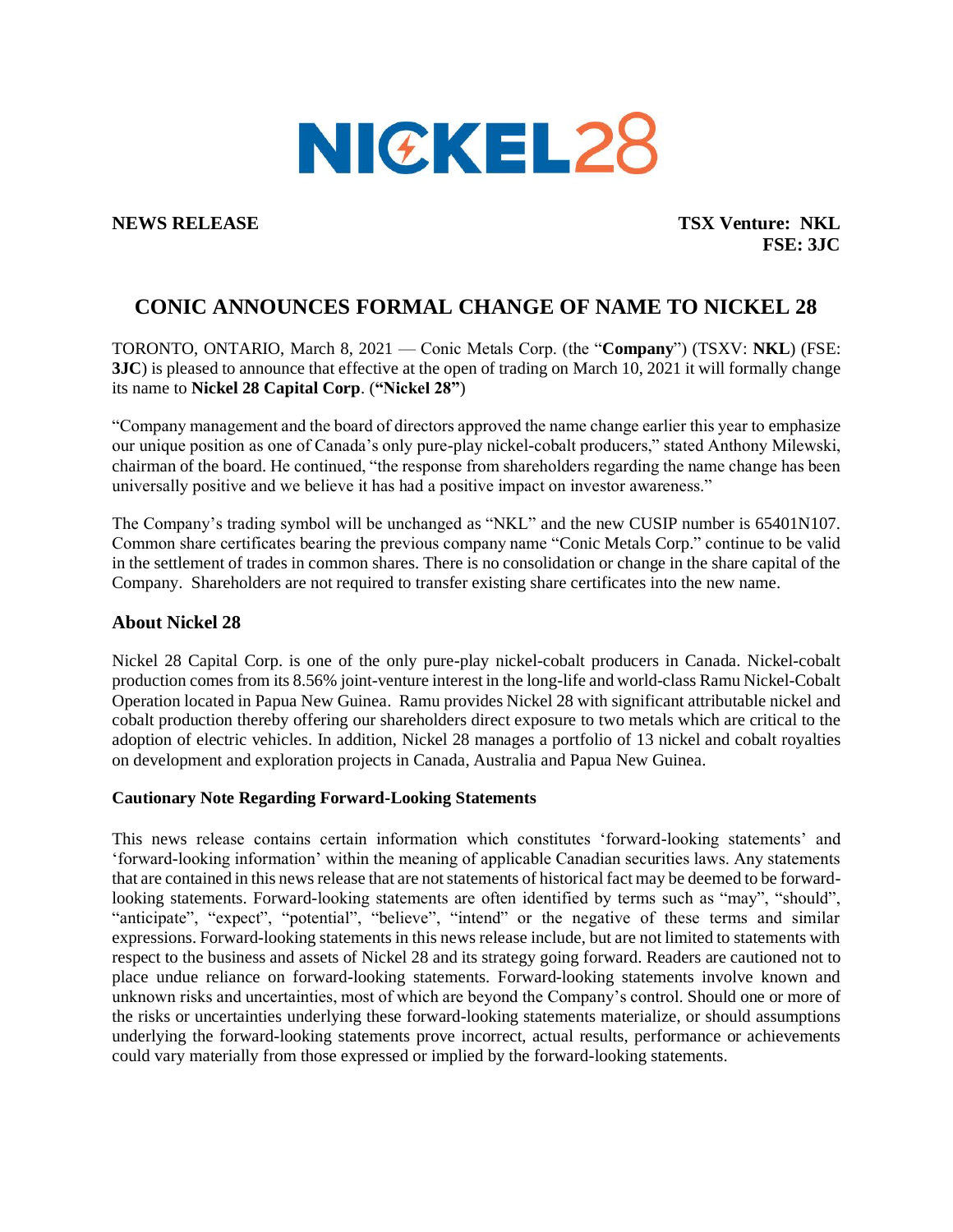NICKEL28

**NEWS RELEASE** **TSX Venture: NKL**
**FSE: 3JC**

# CONIC ANNOUNCES FORMAL CHANGE OF NAME TO NICKEL 28

TORONTO, ONTARIO, March 8, 2021 — Conic Metals Corp. (the "**Company**") (TSXV: **NKL**) (FSE: **3JC**) is pleased to announce that effective at the open of trading on March 10, 2021 it will formally change its name to **Nickel 28 Capital Corp**. (**"Nickel 28"**)

"Company management and the board of directors approved the name change earlier this year to emphasize our unique position as one of Canada's only pure-play nickel-cobalt producers," stated Anthony Milewski, chairman of the board. He continued, "the response from shareholders regarding the name change has been universally positive and we believe it has had a positive impact on investor awareness."

The Company's trading symbol will be unchanged as "NKL" and the new CUSIP number is 65401N107. Common share certificates bearing the previous company name "Conic Metals Corp." continue to be valid in the settlement of trades in common shares. There is no consolidation or change in the share capital of the Company. Shareholders are not required to transfer existing share certificates into the new name.

## About Nickel 28

Nickel 28 Capital Corp. is one of the only pure-play nickel-cobalt producers in Canada. Nickel-cobalt production comes from its 8.56% joint-venture interest in the long-life and world-class Ramu Nickel-Cobalt Operation located in Papua New Guinea. Ramu provides Nickel 28 with significant attributable nickel and cobalt production thereby offering our shareholders direct exposure to two metals which are critical to the adoption of electric vehicles. In addition, Nickel 28 manages a portfolio of 13 nickel and cobalt royalties on development and exploration projects in Canada, Australia and Papua New Guinea.

### Cautionary Note Regarding Forward-Looking Statements

This news release contains certain information which constitutes 'forward-looking statements' and 'forward-looking information' within the meaning of applicable Canadian securities laws. Any statements that are contained in this news release that are not statements of historical fact may be deemed to be forward-looking statements. Forward-looking statements are often identified by terms such as "may", "should", "anticipate", "expect", "potential", "believe", "intend" or the negative of these terms and similar expressions. Forward-looking statements in this news release include, but are not limited to statements with respect to the business and assets of Nickel 28 and its strategy going forward. Readers are cautioned not to place undue reliance on forward-looking statements. Forward-looking statements involve known and unknown risks and uncertainties, most of which are beyond the Company's control. Should one or more of the risks or uncertainties underlying these forward-looking statements materialize, or should assumptions underlying the forward-looking statements prove incorrect, actual results, performance or achievements could vary materially from those expressed or implied by the forward-looking statements.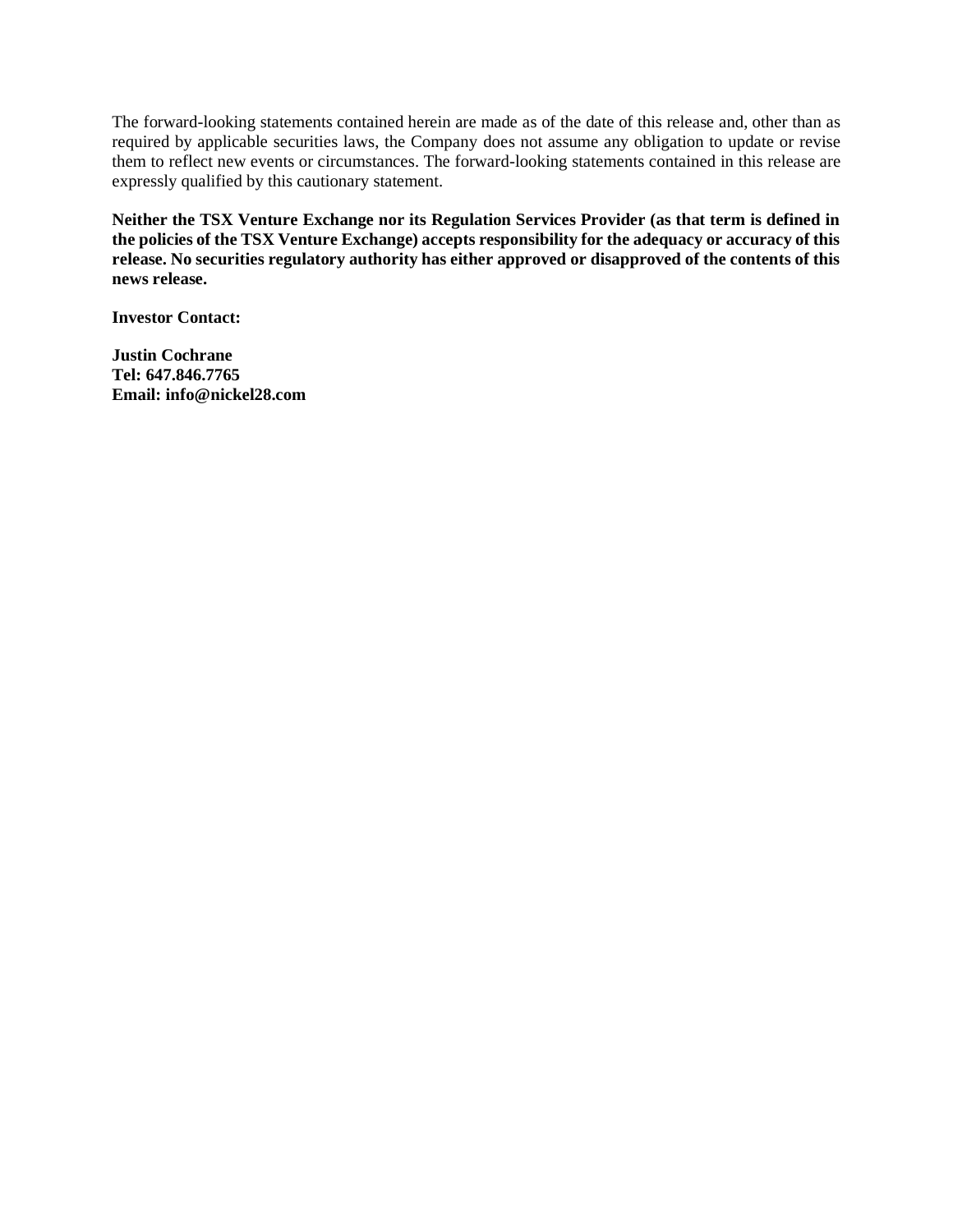The forward-looking statements contained herein are made as of the date of this release and, other than as required by applicable securities laws, the Company does not assume any obligation to update or revise them to reflect new events or circumstances. The forward-looking statements contained in this release are expressly qualified by this cautionary statement.

**Neither the TSX Venture Exchange nor its Regulation Services Provider (as that term is defined in the policies of the TSX Venture Exchange) accepts responsibility for the adequacy or accuracy of this release. No securities regulatory authority has either approved or disapproved of the contents of this news release.**

**Investor Contact:**

**Justin Cochrane**
**Tel: 647.846.7765**
**Email: info@nickel28.com**